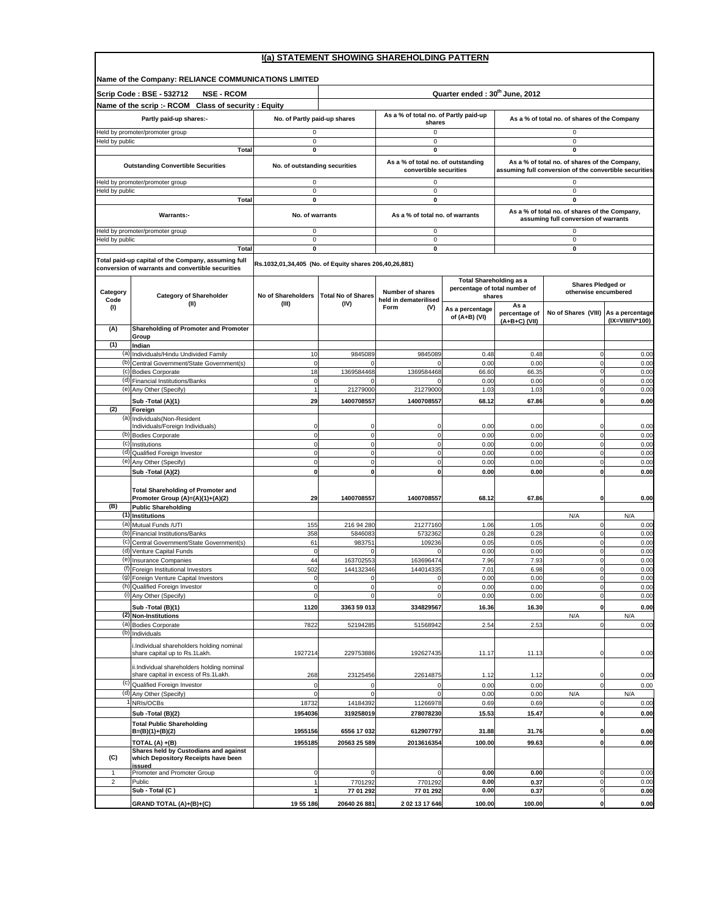# I(a) STATEMENT SHOWING SHAREHOLDING PATTERN

**Name of the Company: RELIANCE COMMUNICATIONS LIMITED**

**Scrip Code : BSE - 532712 NSE - RCOM** | **Quarter ended : 30th June, 2012**

**Name of the scrip :- RCOM Class of security : Equity**

| Partly paid-up shares:- | No. of Partly paid-up shares | As a % of total no. of Partly paid-up shares | As a % of total no. of shares of the Company |
|---|---|---|---|
| Held by promoter/promoter group | 0 | 0 | 0 |
| Held by public | 0 | 0 | 0 |
| **Total** | **0** | **0** | **0** |

| Outstanding Convertible Securities | No. of outstanding securities | As a % of total no. of outstanding convertible securities | As a % of total no. of shares of the Company, assuming full conversion of the convertible securities |
|---|---|---|---|
| Held by promoter/promoter group | 0 | 0 | 0 |
| Held by public | 0 | 0 | 0 |
| **Total** | **0** | **0** | **0** |

| Warrants:- | No. of warrants | As a % of total no. of warrants | As a % of total no. of shares of the Company, assuming full conversion of warrants |
|---|---|---|---|
| Held by promoter/promoter group | 0 | 0 | 0 |
| Held by public | 0 | 0 | 0 |
| **Total** | **0** | **0** | **0** |

**Total paid-up capital of the Company, assuming full conversion of warrants and convertible securities:** Rs.1032,01,34,405 (No. of Equity shares 206,40,26,881)

| Category Code (I) | Category of Shareholder (II) | No of Shareholders (III) | Total No of Shares (IV) | Number of shares held in dematerilised Form (V) | Total Shareholding as a percentage of total number of shares | | Shares Pledged or otherwise encumbered | |
|---|---|---|---|---|---|---|---|---|
| | | | | | As a percentage of (A+B) (VI) | As a percentage of (A+B+C) (VII) | No of Shares (VIII) | As a percentage (IX=VIII/IV*100) |
| **(A)** | **Shareholding of Promoter and Promoter Group** | | | | | | | |
| **(1)** | **Indian** | | | | | | | |
| (a) | Individuals/Hindu Undivided Family | 10 | 9845089 | 9845089 | 0.48 | 0.48 | 0 | 0.00 |
| (b) | Central Government/State Government(s) | 0 | 0 | 0 | 0.00 | 0.00 | 0 | 0.00 |
| (c) | Bodies Corporate | 18 | 1369584468 | 1369584468 | 66.60 | 66.35 | 0 | 0.00 |
| (d) | Financial Institutions/Banks | 0 | 0 | 0 | 0.00 | 0.00 | 0 | 0.00 |
| (e) | Any Other (Specify) | 1 | 21279000 | 21279000 | 1.03 | 1.03 | 0 | 0.00 |
| | **Sub -Total (A)(1)** | **29** | **1400708557** | **1400708557** | **68.12** | **67.86** | **0** | **0.00** |
| **(2)** | **Foreign** | | | | | | | |
| (a) | Individuals(Non-Resident Individuals/Foreign Individuals) | 0 | 0 | 0 | 0.00 | 0.00 | 0 | 0.00 |
| (b) | Bodies Corporate | 0 | 0 | 0 | 0.00 | 0.00 | 0 | 0.00 |
| (c) | Institutions | 0 | 0 | 0 | 0.00 | 0.00 | 0 | 0.00 |
| (d) | Qualified Foreign Investor | 0 | 0 | 0 | 0.00 | 0.00 | 0 | 0.00 |
| (e) | Any Other (Specify) | 0 | 0 | 0 | 0.00 | 0.00 | 0 | 0.00 |
| | **Sub -Total (A)(2)** | **0** | **0** | **0** | **0.00** | **0.00** | **0** | **0.00** |
| | **Total Shareholding of Promoter and Promoter Group (A)=(A)(1)+(A)(2)** | **29** | **1400708557** | **1400708557** | **68.12** | **67.86** | **0** | **0.00** |
| **(B)** | **Public Shareholding** | | | | | | | |
| **(1)** | **Institutions** | | | | | | N/A | N/A |
| (a) | Mutual Funds /UTI | 155 | 216 94 280 | 21277160 | 1.06 | 1.05 | 0 | 0.00 |
| (b) | Financial Institutions/Banks | 358 | 5846083 | 5732362 | 0.28 | 0.28 | 0 | 0.00 |
| (c) | Central Government/State Government(s) | 61 | 983751 | 109236 | 0.05 | 0.05 | 0 | 0.00 |
| (d) | Venture Capital Funds | 0 | 0 | 0 | 0.00 | 0.00 | 0 | 0.00 |
| (e) | Insurance Companies | 44 | 163702553 | 163696474 | 7.96 | 7.93 | 0 | 0.00 |
| (f) | Foreign Institutional Investors | 502 | 144132346 | 144014335 | 7.01 | 6.98 | 0 | 0.00 |
| (g) | Foreign Venture Capital Investors | 0 | 0 | 0 | 0.00 | 0.00 | 0 | 0.00 |
| (h) | Qualified Foreign Investor | 0 | 0 | 0 | 0.00 | 0.00 | 0 | 0.00 |
| (i) | Any Other (Specify) | 0 | 0 | 0 | 0.00 | 0.00 | 0 | 0.00 |
| | **Sub -Total (B)(1)** | **1120** | **3363 59 013** | **334829567** | **16.36** | **16.30** | **0** | **0.00** |
| **(2)** | **Non-Institutions** | | | | | | N/A | N/A |
| (a) | Bodies Corporate | 7822 | 52194285 | 51568942 | 2.54 | 2.53 | 0 | 0.00 |
| (b) | Individuals | | | | | | | |
| | i.Individual shareholders holding nominal share capital up to Rs.1Lakh. | 1927214 | 229753886 | 192627435 | 11.17 | 11.13 | 0 | 0.00 |
| | ii.Individual shareholders holding nominal share capital in excess of Rs.1Lakh. | 268 | 23125456 | 22614875 | 1.12 | 1.12 | 0 | 0.00 |
| (c) | Qualified Foreign Investor | 0 | 0 | 0 | 0.00 | 0.00 | 0 | 0.00 |
| (d) | Any Other (Specify) | 0 | 0 | 0 | 0.00 | 0.00 | N/A | N/A |
| 1 | NRIs/OCBs | 18732 | 14184392 | 11266978 | 0.69 | 0.69 | 0 | 0.00 |
| | **Sub -Total (B)(2)** | **1954036** | **319258019** | **278078230** | **15.53** | **15.47** | **0** | **0.00** |
| | **Total Public Shareholding B=(B)(1)+(B)(2)** | **1955156** | **6556 17 032** | **612907797** | **31.88** | **31.76** | **0** | **0.00** |
| | **TOTAL (A) +(B)** | **1955185** | **20563 25 589** | **2013616354** | **100.00** | **99.63** | **0** | **0.00** |
| **(C)** | **Shares held by Custodians and against which Depository Receipts have been issued** | | | | | | | |
| 1 | Promoter and Promoter Group | 0 | 0 | 0 | **0.00** | **0.00** | 0 | 0.00 |
| 2 | Public | 1 | 7701292 | 7701292 | **0.00** | **0.37** | 0 | 0.00 |
| | **Sub - Total (C )** | **1** | **77 01 292** | **77 01 292** | **0.00** | **0.37** | 0 | **0.00** |
| | **GRAND TOTAL (A)+(B)+(C)** | **19 55 186** | **20640 26 881** | **2 02 13 17 646** | **100.00** | **100.00** | **0** | **0.00** |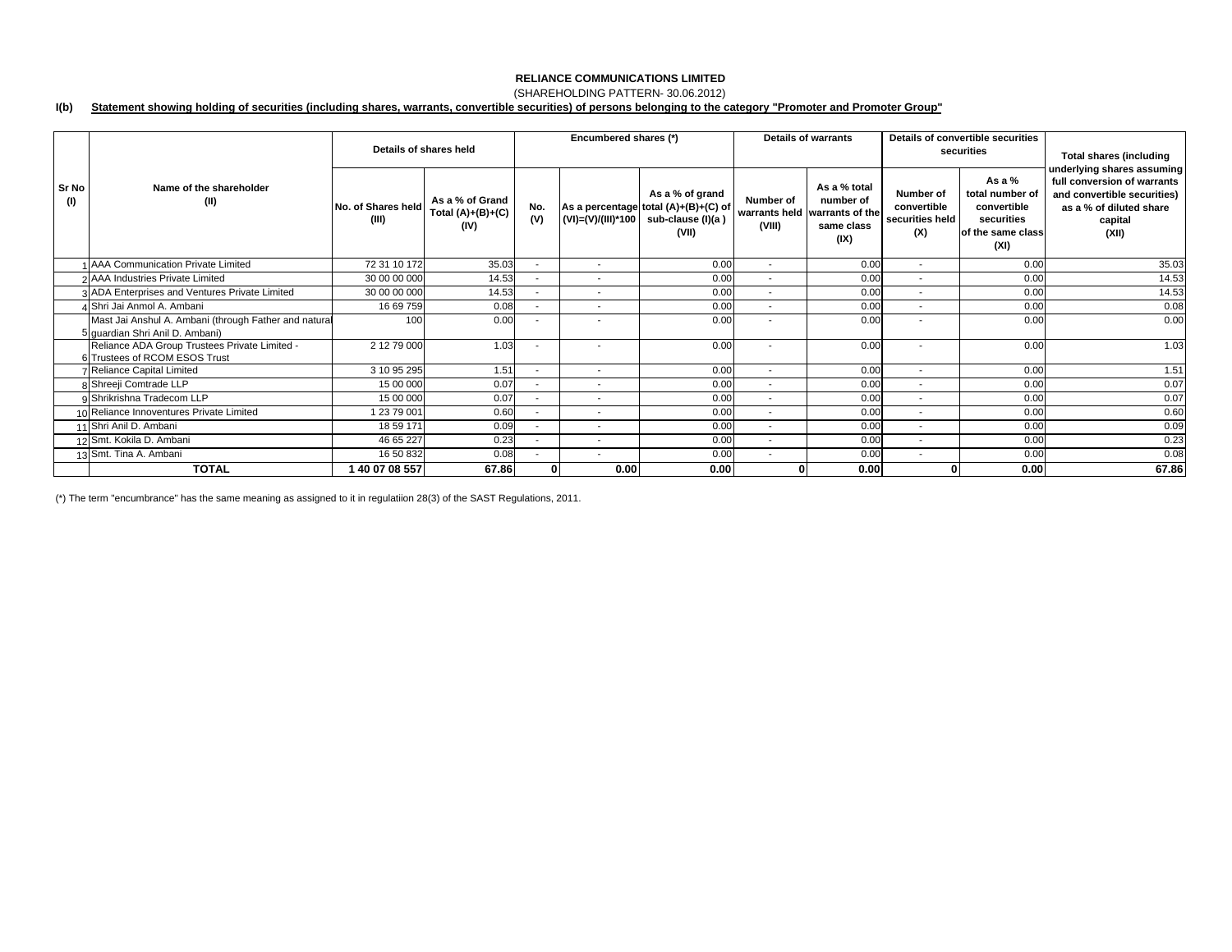**RELIANCE COMMUNICATIONS LIMITED**

(SHAREHOLDING PATTERN- 30.06.2012)

**I(b) Statement showing holding of securities (including shares, warrants, convertible securities) of persons belonging to the category "Promoter and Promoter Group"**

| Sr No (I) | Name of the shareholder (II) | Details of shares held | | Encumbered shares (*) | | | Details of warrants | | Details of convertible securities | | Total shares (including underlying shares assuming full conversion of warrants and convertible securities) as a % of diluted share capital (XII) |
|---|---|---|---|---|---|---|---|---|---|---|---|
| | | No. of Shares held (III) | As a % of Grand Total (A)+(B)+(C) (IV) | No. (V) | As a percentage (VI)=(V)/(III)*100 | As a % of grand total (A)+(B)+(C) of sub-clause (I)(a ) (VII) | Number of warrants held (VIII) | As a % total number of warrants of the same class (IX) | Number of convertible securities held (X) | As a % total number of convertible securities of the same class (XI) | |
| 1 | AAA Communication Private Limited | 72 31 10 172 | 35.03 | - | - | 0.00 | - | 0.00 | - | 0.00 | 35.03 |
| 2 | AAA Industries Private Limited | 30 00 00 000 | 14.53 | - | - | 0.00 | - | 0.00 | - | 0.00 | 14.53 |
| 3 | ADA Enterprises and Ventures Private Limited | 30 00 00 000 | 14.53 | - | - | 0.00 | - | 0.00 | - | 0.00 | 14.53 |
| 4 | Shri Jai Anmol A. Ambani | 16 69 759 | 0.08 | - | - | 0.00 | - | 0.00 | - | 0.00 | 0.08 |
| 5 | Mast Jai Anshul A. Ambani (through Father and natural guardian Shri Anil D. Ambani) | 100 | 0.00 | - | - | 0.00 | - | 0.00 | - | 0.00 | 0.00 |
| 6 | Reliance ADA Group Trustees Private Limited - Trustees of RCOM ESOS Trust | 2 12 79 000 | 1.03 | - | - | 0.00 | - | 0.00 | - | 0.00 | 1.03 |
| 7 | Reliance Capital Limited | 3 10 95 295 | 1.51 | - | - | 0.00 | - | 0.00 | - | 0.00 | 1.51 |
| 8 | Shreeji Comtrade LLP | 15 00 000 | 0.07 | - | - | 0.00 | - | 0.00 | - | 0.00 | 0.07 |
| 9 | Shrikrishna Tradecom LLP | 15 00 000 | 0.07 | - | - | 0.00 | - | 0.00 | - | 0.00 | 0.07 |
| 10 | Reliance Innoventures Private Limited | 1 23 79 001 | 0.60 | - | - | 0.00 | - | 0.00 | - | 0.00 | 0.60 |
| 11 | Shri Anil D. Ambani | 18 59 171 | 0.09 | - | - | 0.00 | - | 0.00 | - | 0.00 | 0.09 |
| 12 | Smt. Kokila D. Ambani | 46 65 227 | 0.23 | - | - | 0.00 | - | 0.00 | - | 0.00 | 0.23 |
| 13 | Smt. Tina A. Ambani | 16 50 832 | 0.08 | - | - | 0.00 | - | 0.00 | - | 0.00 | 0.08 |
| | **TOTAL** | **1 40 07 08 557** | **67.86** | **0** | **0.00** | **0.00** | **0** | **0.00** | **0** | **0.00** | **67.86** |

(*) The term "encumbrance" has the same meaning as assigned to it in regulatiion 28(3) of the SAST Regulations, 2011.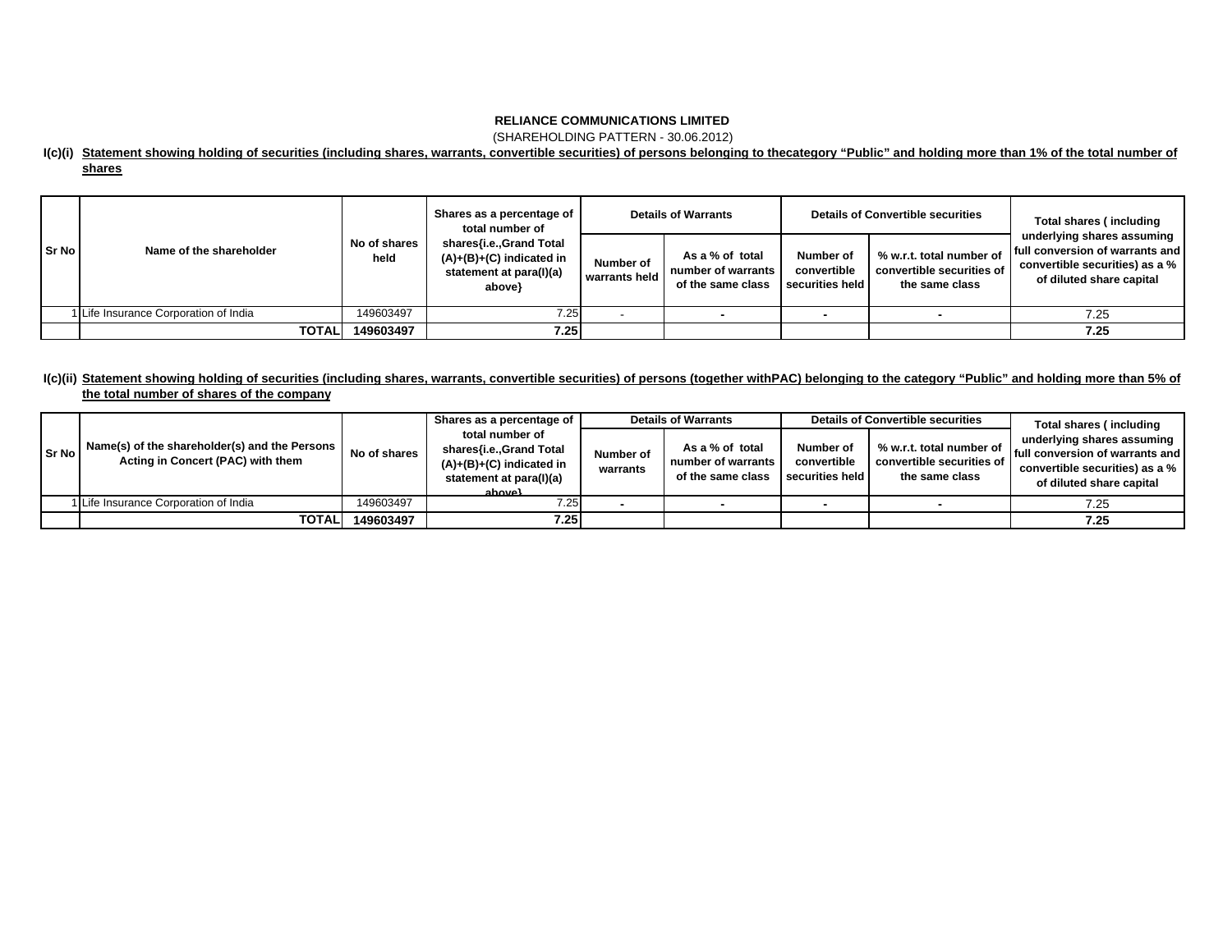**RELIANCE COMMUNICATIONS LIMITED**

(SHAREHOLDING PATTERN - 30.06.2012)

**I(c)(i) Statement showing holding of securities (including shares, warrants, convertible securities) of persons belonging to thecategory “Public” and holding more than 1% of the total number of shares**

| Sr No | Name of the shareholder | No of shares held | Shares as a percentage of total number of shares{i.e.,Grand Total (A)+(B)+(C) indicated in statement at para(I)(a) above} | Details of Warrants | | Details of Convertible securities | | Total shares ( including underlying shares assuming full conversion of warrants and convertible securities) as a % of diluted share capital |
|---|---|---|---|---|---|---|---|---|
| | | | | Number of warrants held | As a % of total number of warrants of the same class | Number of convertible securities held | % w.r.t. total number of convertible securities of the same class | |
| 1 | Life Insurance Corporation of India | 149603497 | 7.25 | - | - | - | - | 7.25 |
| | **TOTAL** | **149603497** | **7.25** | | | | | **7.25** |

**I(c)(ii) Statement showing holding of securities (including shares, warrants, convertible securities) of persons (together withPAC) belonging to the category “Public” and holding more than 5% of the total number of shares of the company**

| Sr No | Name(s) of the shareholder(s) and the Persons Acting in Concert (PAC) with them | No of shares | Shares as a percentage of total number of shares{i.e.,Grand Total (A)+(B)+(C) indicated in statement at para(I)(a) above} | Details of Warrants | | Details of Convertible securities | | Total shares ( including underlying shares assuming full conversion of warrants and convertible securities) as a % of diluted share capital |
|---|---|---|---|---|---|---|---|---|
| | | | | Number of warrants | As a % of total number of warrants of the same class | Number of convertible securities held | % w.r.t. total number of convertible securities of the same class | |
| 1 | Life Insurance Corporation of India | 149603497 | 7.25 | - | - | - | - | 7.25 |
| | **TOTAL** | **149603497** | **7.25** | | | | | **7.25** |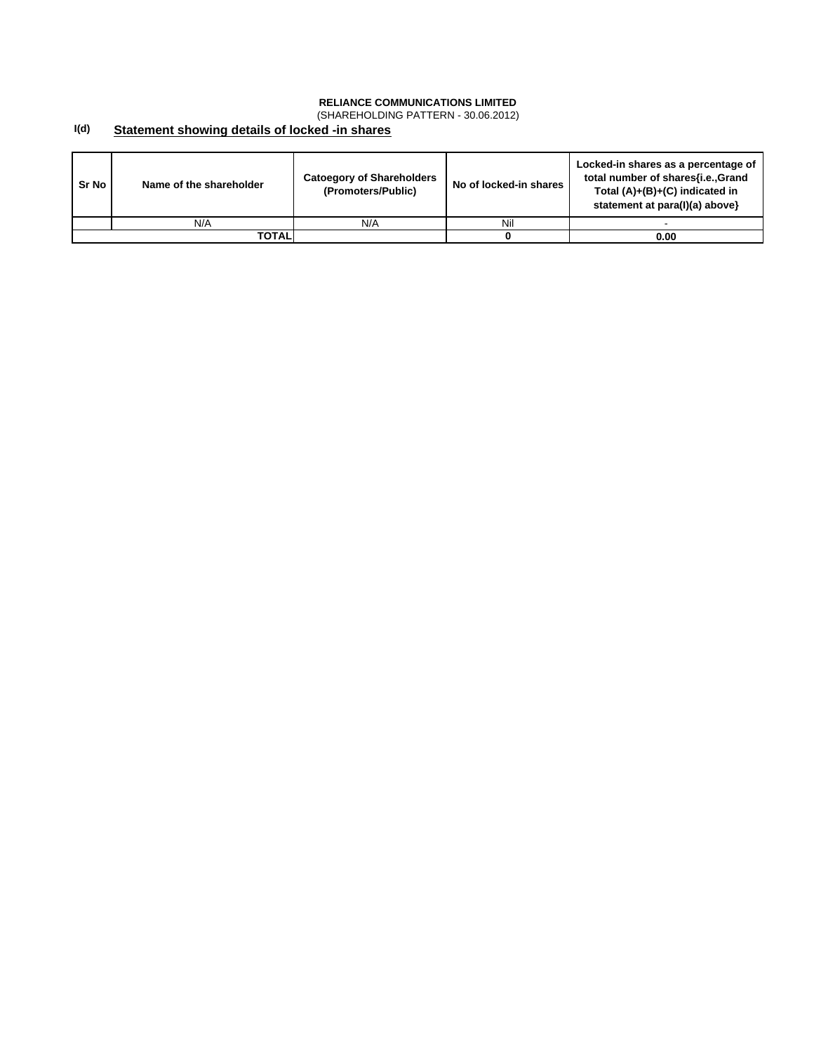**RELIANCE COMMUNICATIONS LIMITED**
(SHAREHOLDING PATTERN - 30.06.2012)

## I(d) Statement showing details of locked -in shares

| Sr No | Name of the shareholder | Catoegory of Shareholders (Promoters/Public) | No of locked-in shares | Locked-in shares as a percentage of total number of shares{i.e.,Grand Total (A)+(B)+(C) indicated in statement at para(I)(a) above} |
|---|---|---|---|---|
| | N/A | N/A | Nil | - |
| | **TOTAL** | | **0** | **0.00** |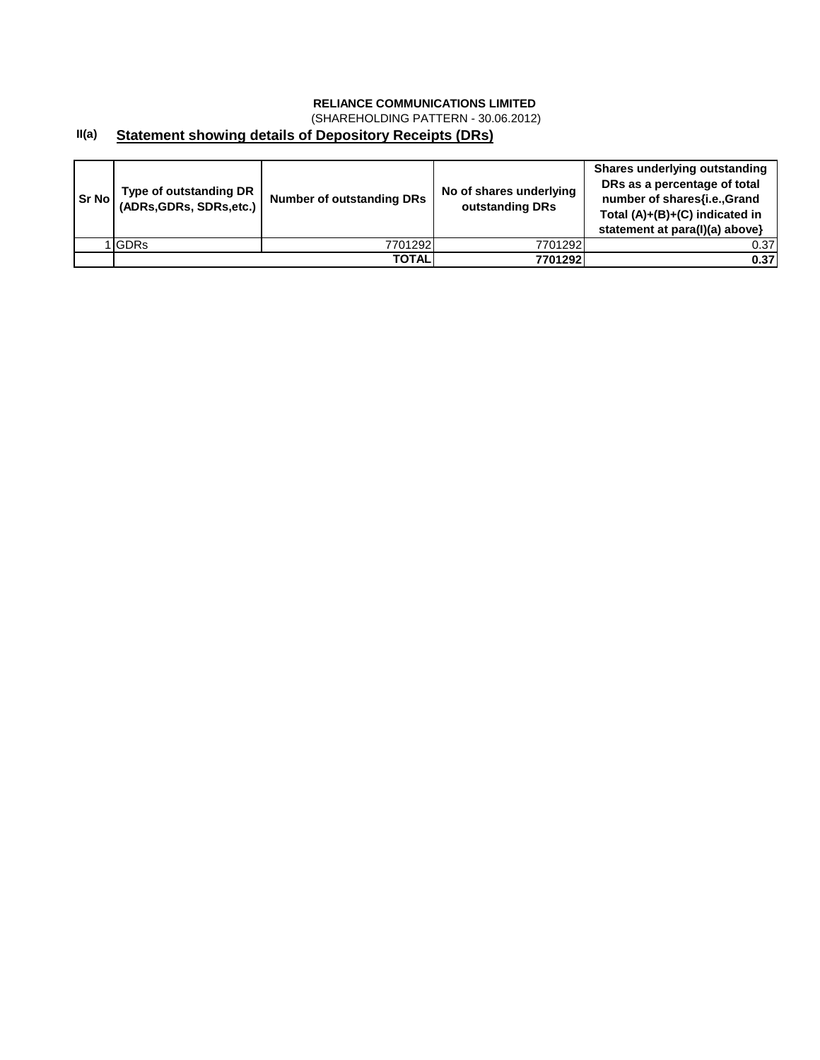**RELIANCE COMMUNICATIONS LIMITED**

(SHAREHOLDING PATTERN - 30.06.2012)

## II(a) Statement showing details of Depository Receipts (DRs)

| Sr No | Type of outstanding DR (ADRs,GDRs, SDRs,etc.) | Number of outstanding DRs | No of shares underlying outstanding DRs | Shares underlying outstanding DRs as a percentage of total number of shares{i.e.,Grand Total (A)+(B)+(C) indicated in statement at para(I)(a) above} |
|---|---|---|---|---|
| 1 | GDRs | 7701292 | 7701292 | 0.37 |
| | | **TOTAL** | **7701292** | **0.37** |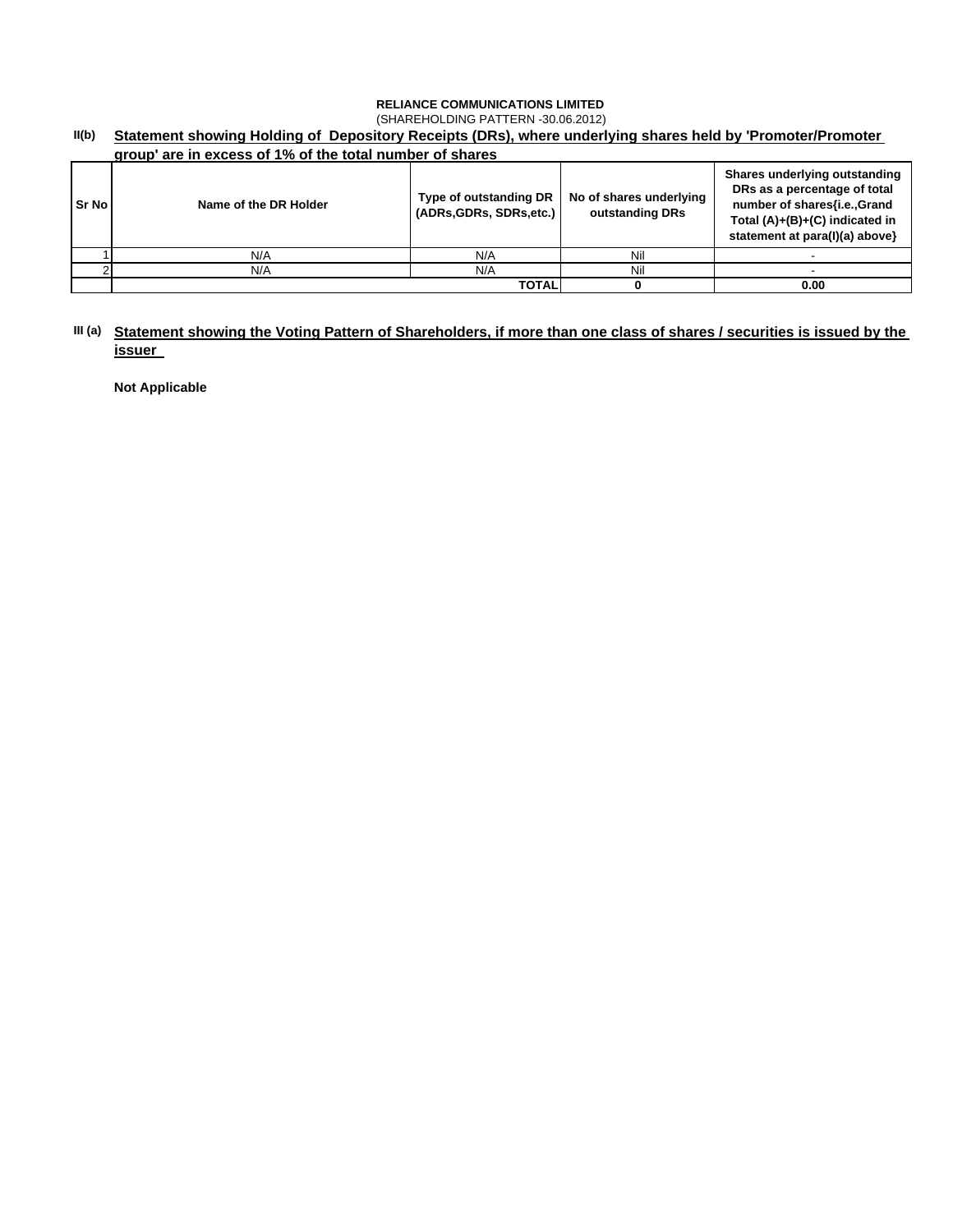**RELIANCE COMMUNICATIONS LIMITED**
(SHAREHOLDING PATTERN -30.06.2012)

**II(b)** **Statement showing Holding of Depository Receipts (DRs), where underlying shares held by 'Promoter/Promoter group' are in excess of 1% of the total number of shares**

| Sr No | Name of the DR Holder | Type of outstanding DR (ADRs,GDRs, SDRs,etc.) | No of shares underlying outstanding DRs | Shares underlying outstanding DRs as a percentage of total number of shares{i.e.,Grand Total (A)+(B)+(C) indicated in statement at para(I)(a) above} |
|---|---|---|---|---|
| 1 | N/A | N/A | Nil | - |
| 2 | N/A | N/A | Nil | - |
| | | **TOTAL** | **0** | **0.00** |

**III (a)** **Statement showing the Voting Pattern of Shareholders, if more than one class of shares / securities is issued by the issuer**

**Not Applicable**